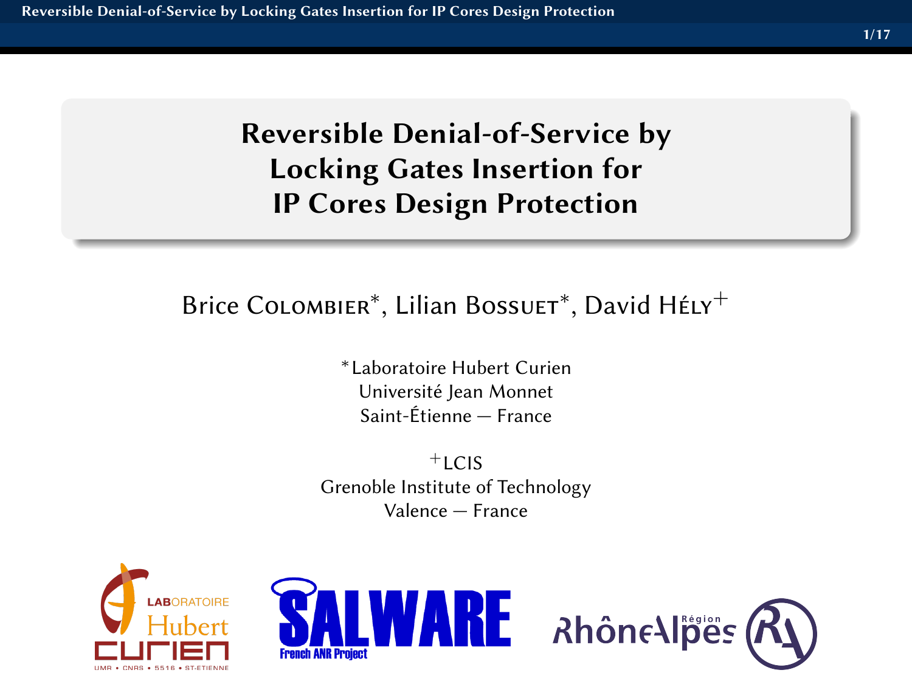# Reversible Denial-of-Service by Locking Gates Insertion for IP Cores Design Protection

Brice Colombier*, Lilian Bossuet*, David Hély+

*Laboratoire Hubert Curien
Université Jean Monnet
Saint-Étienne — France

+LCIS
Grenoble Institute of Technology
Valence — France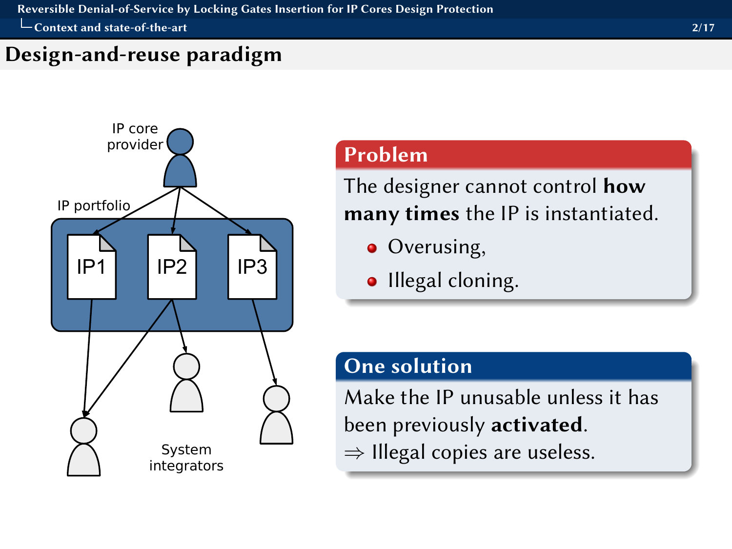## Design-and-reuse paradigm

IP core provider

IP portfolio

IP1 IP2 IP3

System integrators

### Problem

The designer cannot control **how many times** the IP is instantiated.

- Overusing,
- Illegal cloning.

### One solution

Make the IP unusable unless it has been previously **activated**.

$\Rightarrow$ Illegal copies are useless.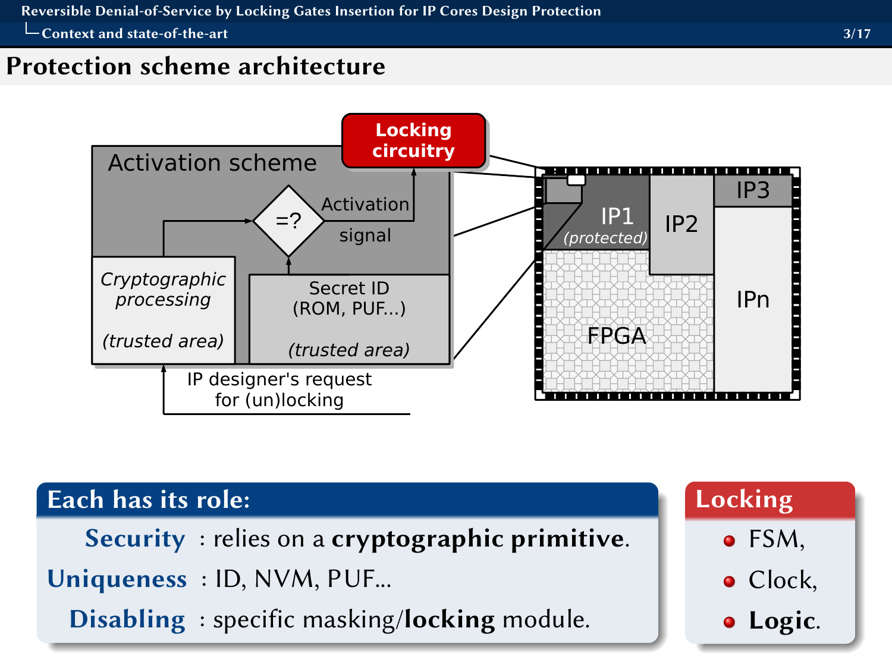# Protection scheme architecture

Activation scheme

Locking circuitry

Cryptographic processing

(trusted area)

=?

Activation signal

Secret ID (ROM, PUF...)

(trusted area)

IP designer's request for (un)locking

IP1 (protected)

IP2

IP3

IPn

FPGA

## Each has its role:

**Security** : relies on a **cryptographic primitive**.

**Uniqueness** : ID, NVM, PUF...

**Disabling** : specific masking/**locking** module.

## Locking

- FSM,
- Clock,
- **Logic**.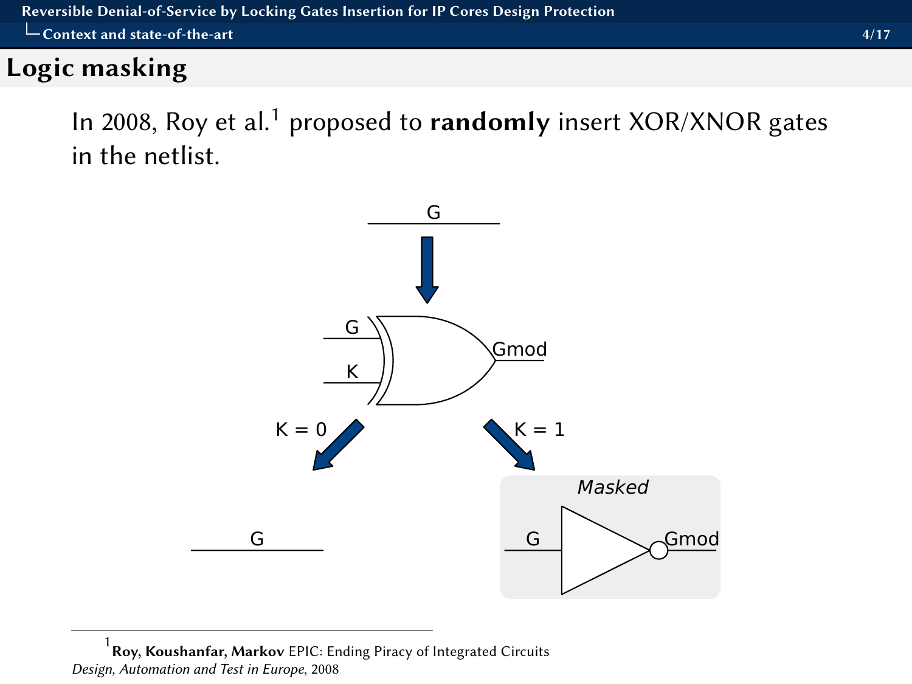## Logic masking

In 2008, Roy et al.[1] proposed to **randomly** insert XOR/XNOR gates in the netlist.

G

G

K

Gmod

K = 0

K = 1

G

*Masked*

G

Gmod

[1] **Roy, Koushanfar, Markov** EPIC: Ending Piracy of Integrated Circuits *Design, Automation and Test in Europe*, 2008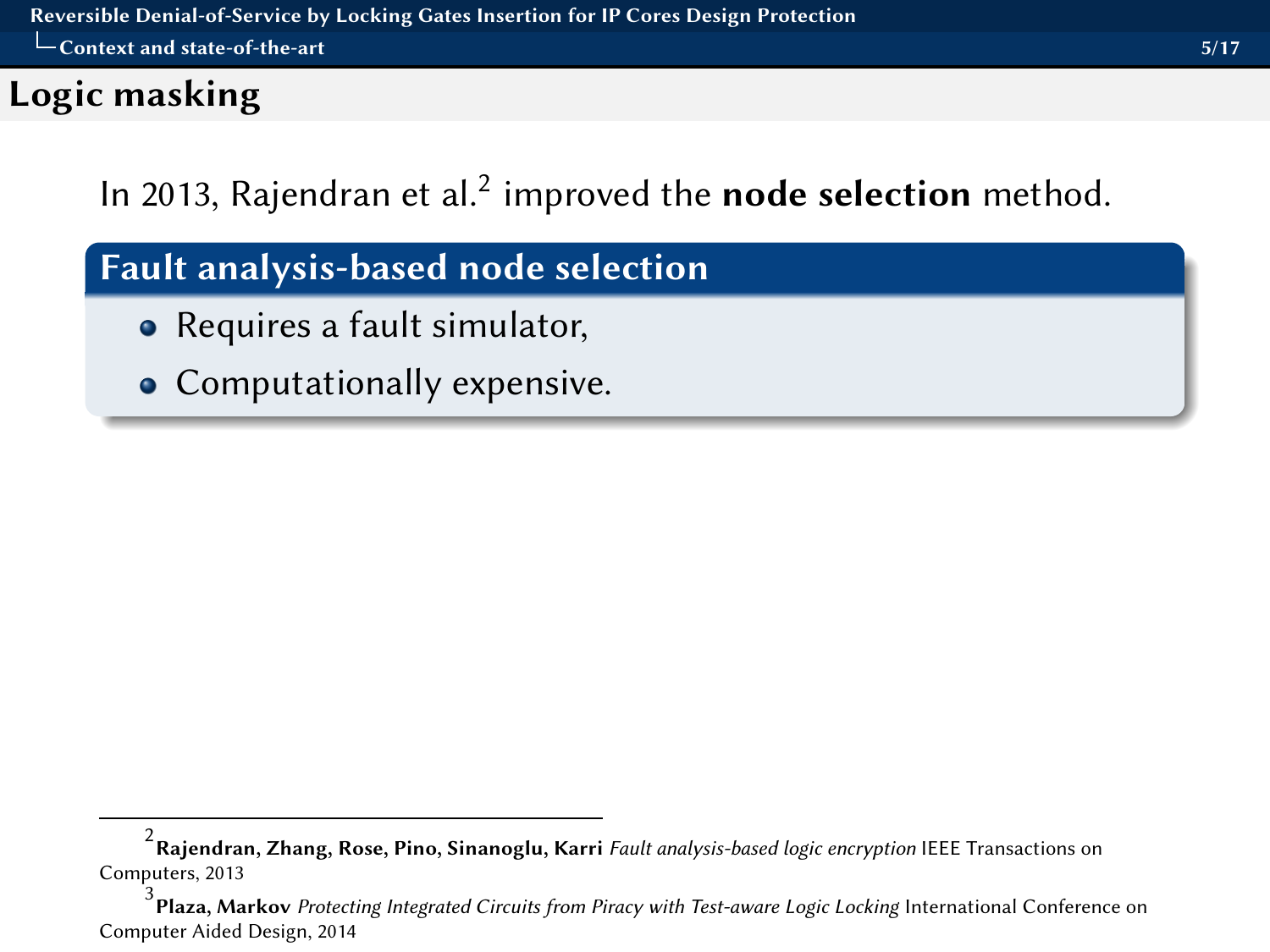## Logic masking

In 2013, Rajendran et al.[2] improved the **node selection** method.

### Fault analysis-based node selection

- Requires a fault simulator,
- Computationally expensive.

---

[2] **Rajendran, Zhang, Rose, Pino, Sinanoglu, Karri** *Fault analysis-based logic encryption* IEEE Transactions on Computers, 2013

[3] **Plaza, Markov** *Protecting Integrated Circuits from Piracy with Test-aware Logic Locking* International Conference on Computer Aided Design, 2014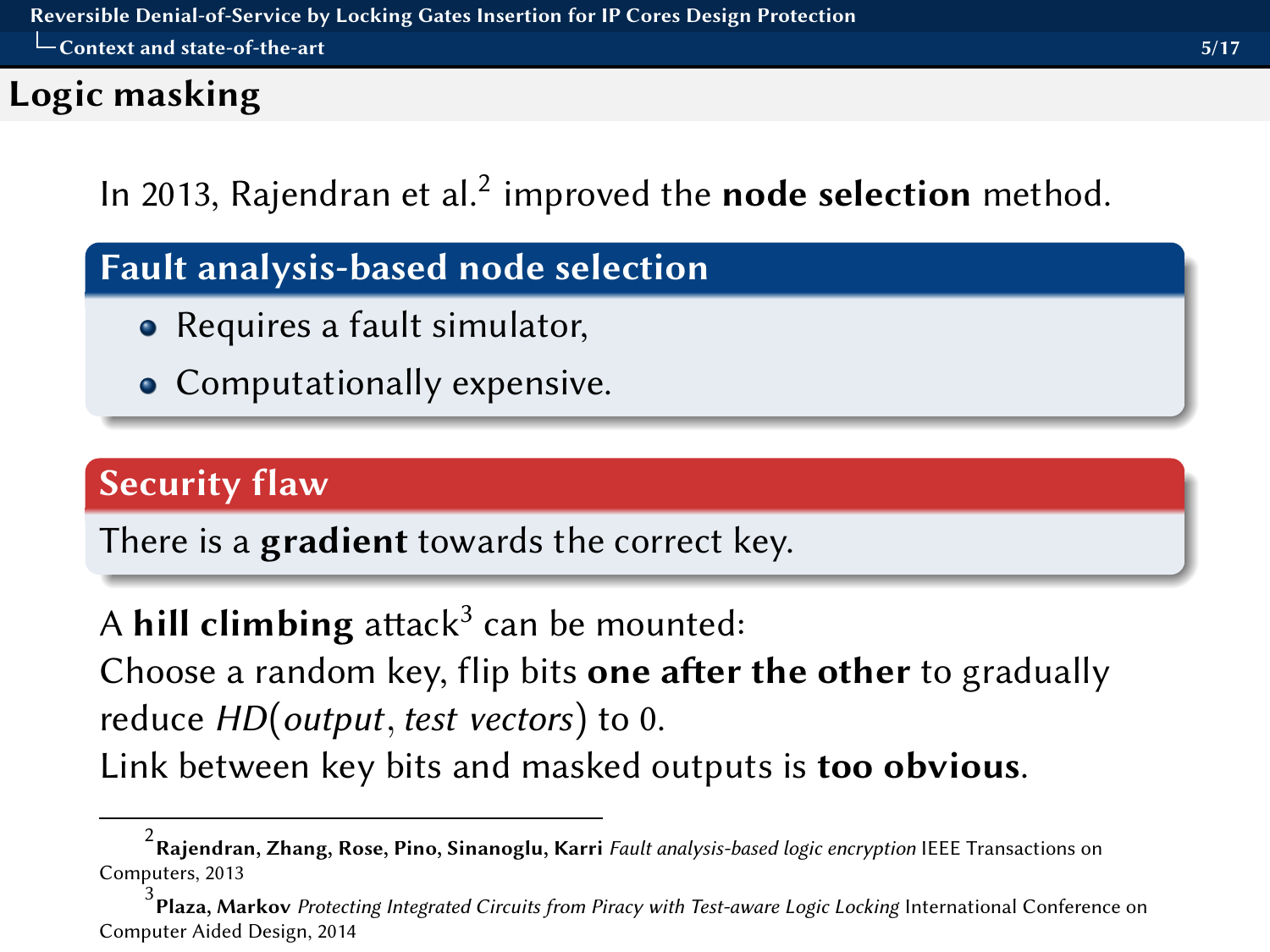## Logic masking

In 2013, Rajendran et al.[2] improved the **node selection** method.

### Fault analysis-based node selection

- Requires a fault simulator,
- Computationally expensive.

### Security flaw

There is a **gradient** towards the correct key.

A **hill climbing** attack[3] can be mounted:
Choose a random key, flip bits **one after the other** to gradually reduce $HD(output, test\ vectors)$ to 0.
Link between key bits and masked outputs is **too obvious**.

---

[2] **Rajendran, Zhang, Rose, Pino, Sinanoglu, Karri** *Fault analysis-based logic encryption* IEEE Transactions on Computers, 2013

[3] **Plaza, Markov** *Protecting Integrated Circuits from Piracy with Test-aware Logic Locking* International Conference on Computer Aided Design, 2014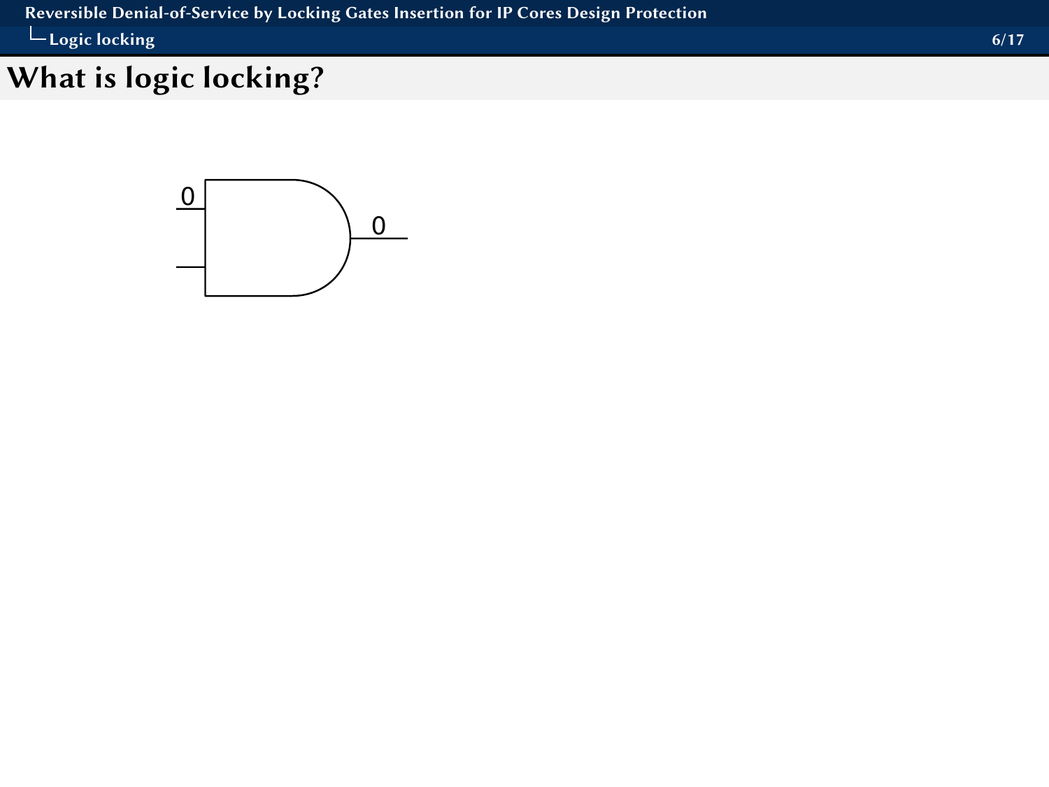# What is logic locking?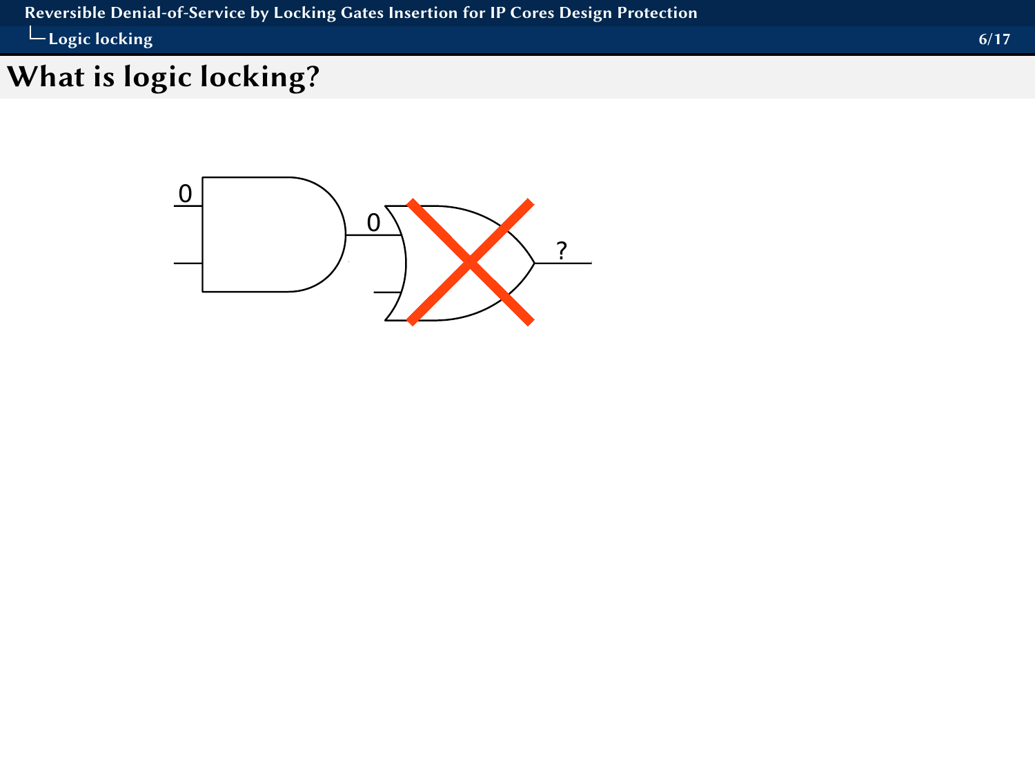# What is logic locking?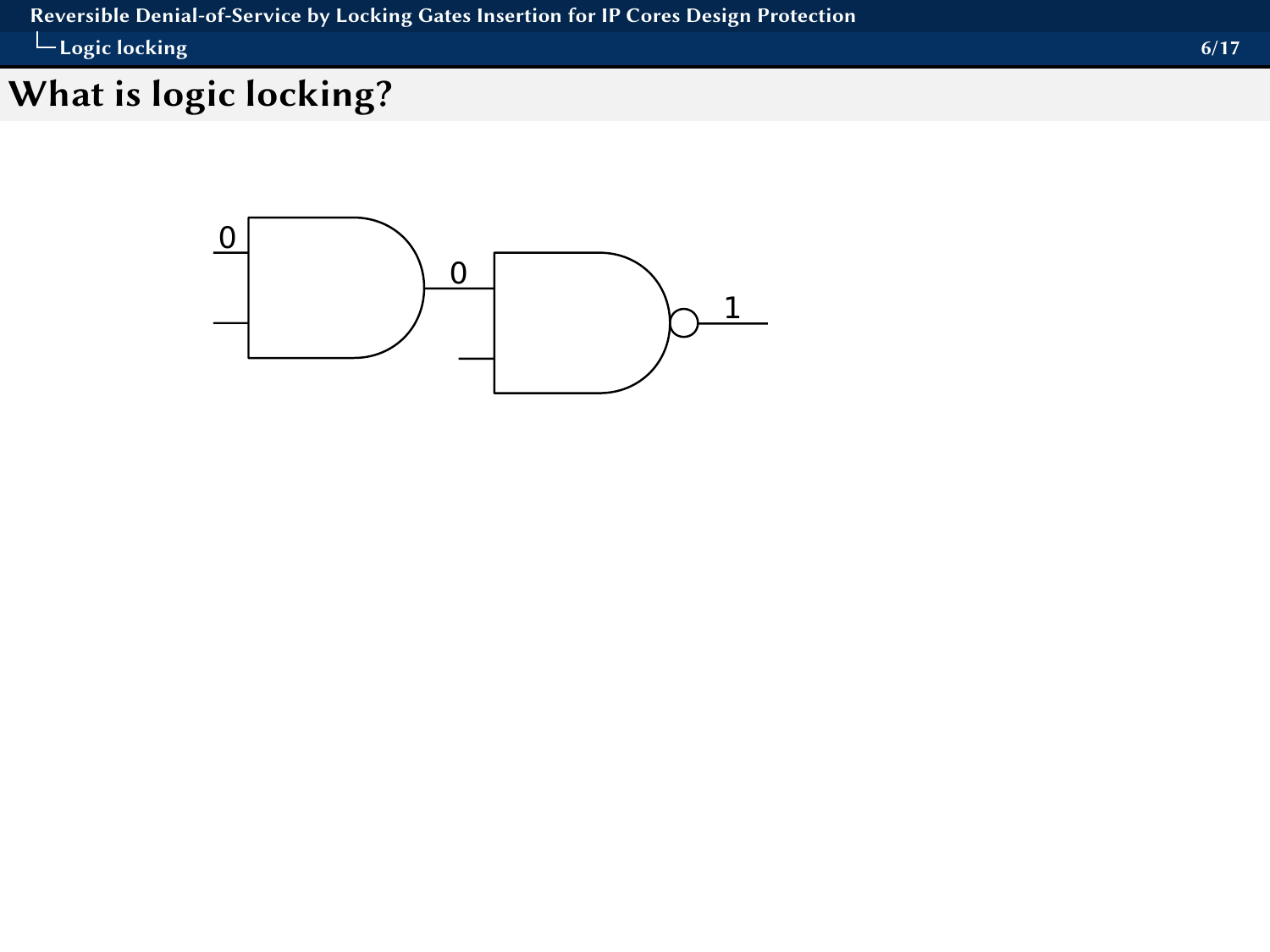# What is logic locking?

0

0

1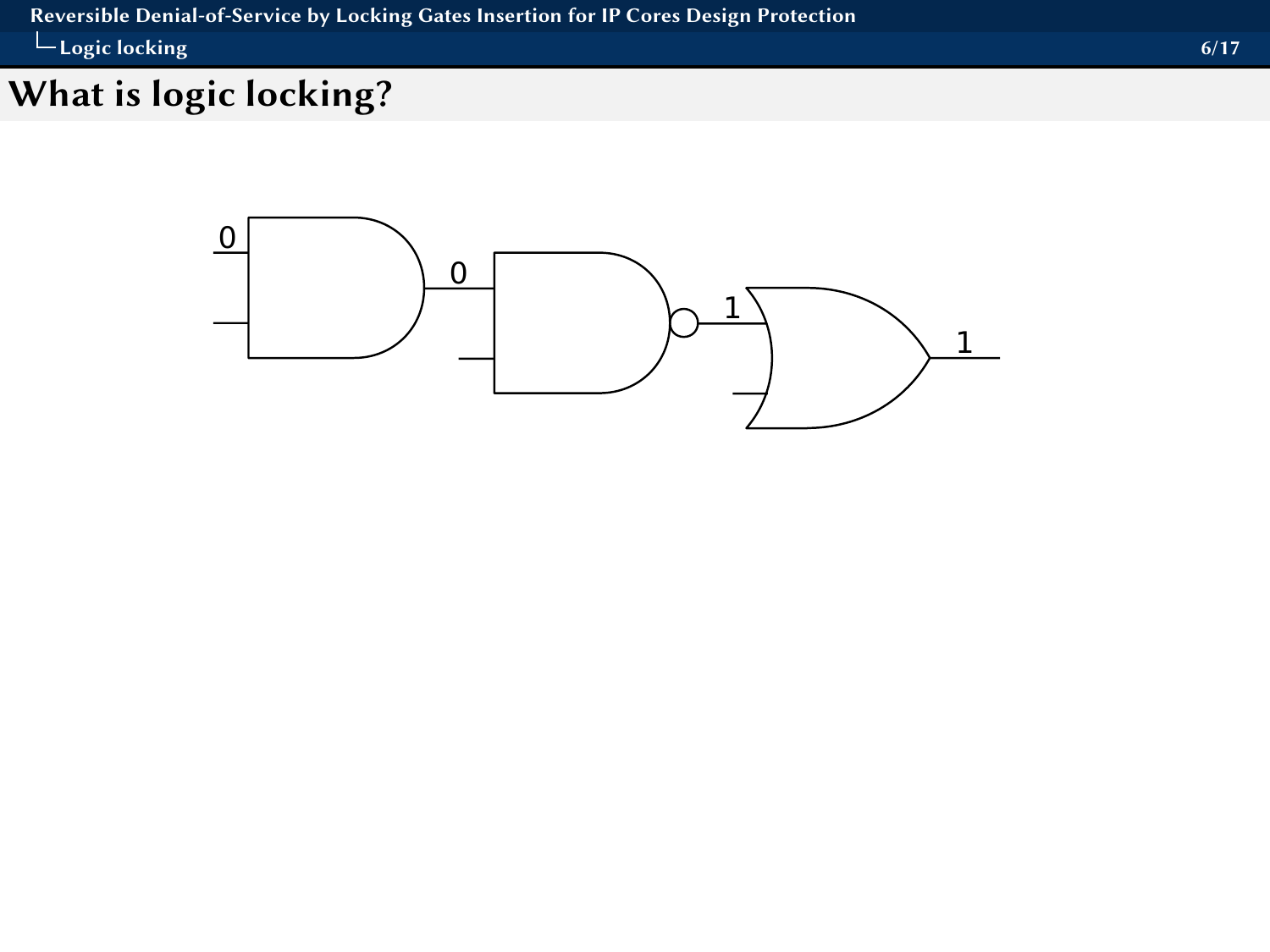# What is logic locking?

0

0

1

1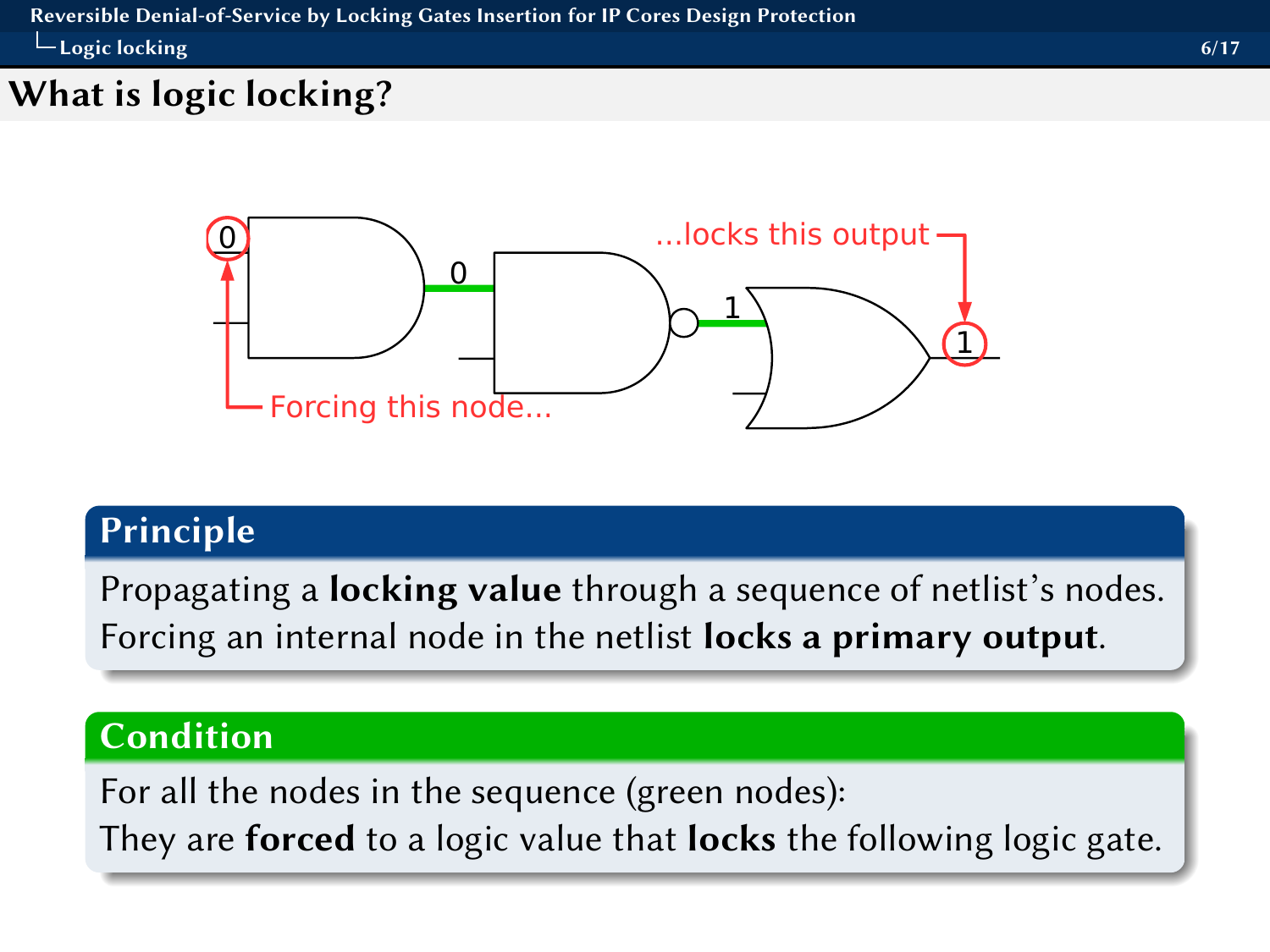## What is logic locking?

0 — Forcing this node...

0

1

...locks this output — 1

### Principle

Propagating a **locking value** through a sequence of netlist's nodes.
Forcing an internal node in the netlist **locks a primary output**.

### Condition

For all the nodes in the sequence (green nodes):
They are **forced** to a logic value that **locks** the following logic gate.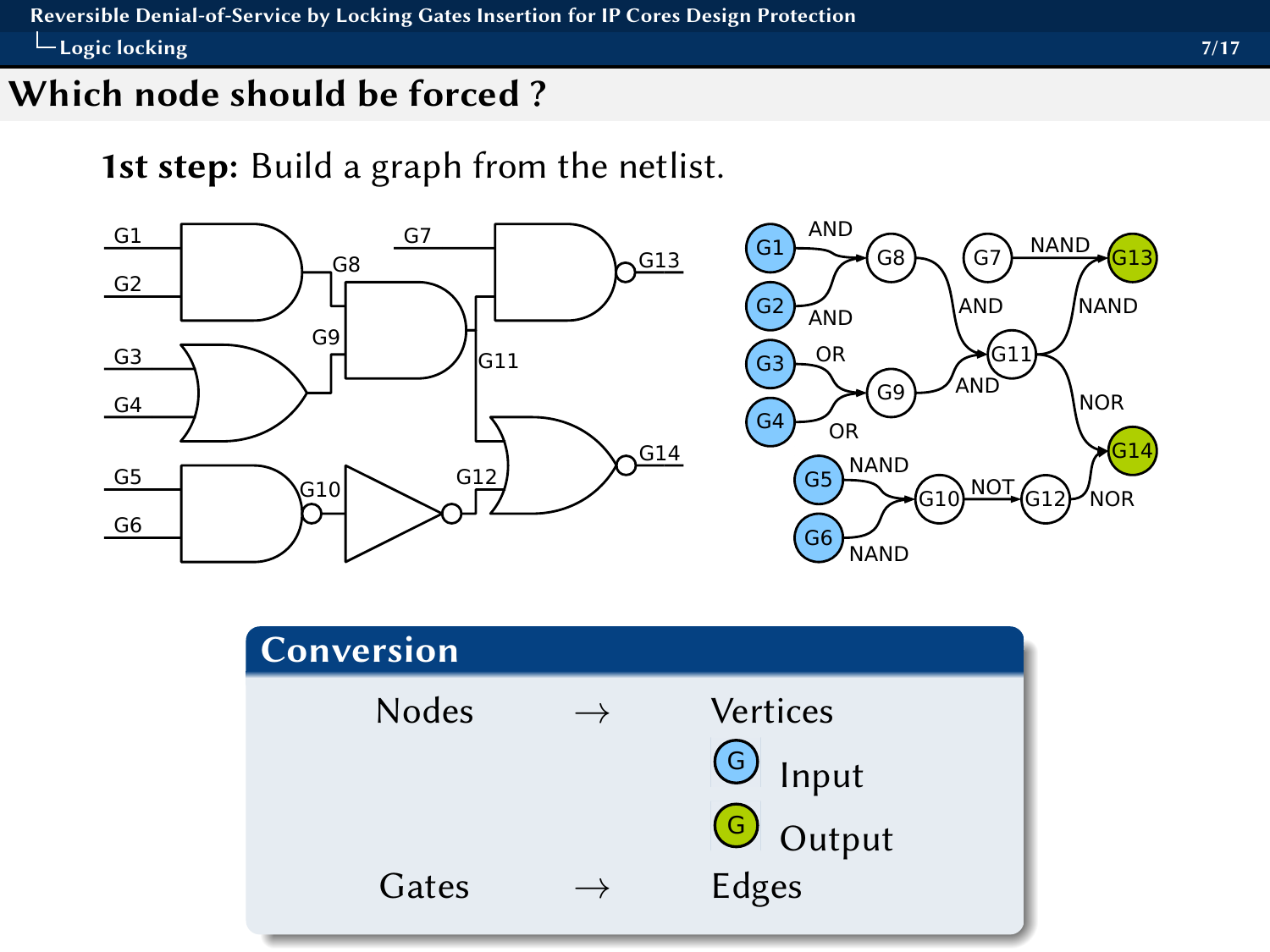# Which node should be forced ?

**1st step:** Build a graph from the netlist.

## Conversion

| | | |
|---|---|---|
| Nodes | → | Vertices |
| | | G Input |
| | | G Output |
| Gates | → | Edges |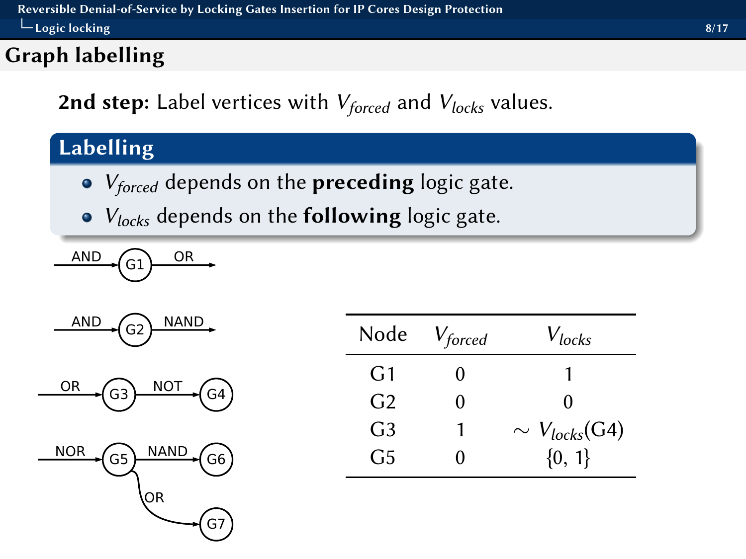## Graph labelling

**2nd step:** Label vertices with $V_{forced}$ and $V_{locks}$ values.

### Labelling

- $V_{forced}$ depends on the **preceding** logic gate.
- $V_{locks}$ depends on the **following** logic gate.

AND → G1 → OR

AND → G2 → NAND

OR → G3 → NOT → G4

NOR → G5 → NAND → G6; G5 → OR → G7

| Node | $V_{forced}$ | $V_{locks}$ |
|---|---|---|
| G1 | 0 | 1 |
| G2 | 0 | 0 |
| G3 | 1 | $\sim V_{locks}$(G4) |
| G5 | 0 | {0, 1} |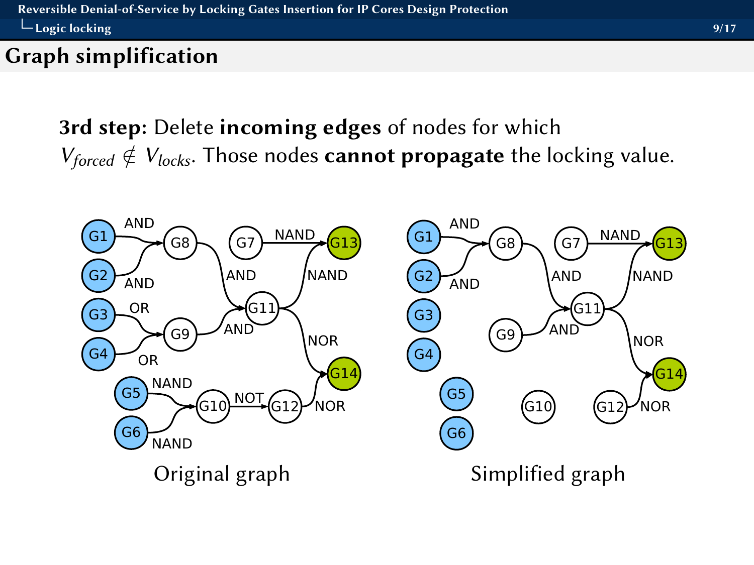## Graph simplification

**3rd step:** Delete **incoming edges** of nodes for which $V_{forced} \notin V_{locks}$. Those nodes **cannot propagate** the locking value.

Original graph

Simplified graph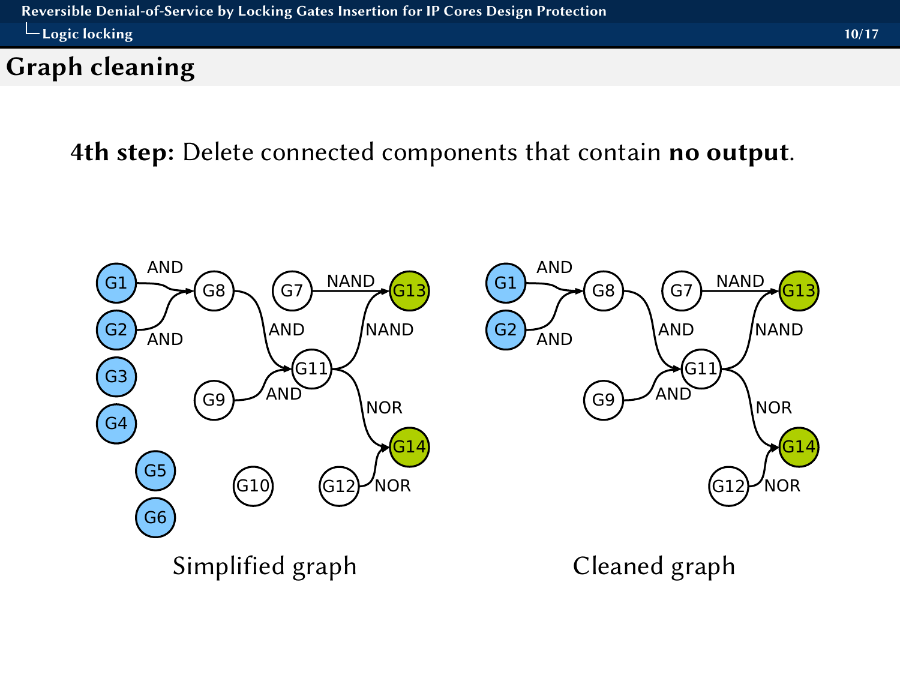## Graph cleaning

**4th step:** Delete connected components that contain **no output**.

Simplified graph

Cleaned graph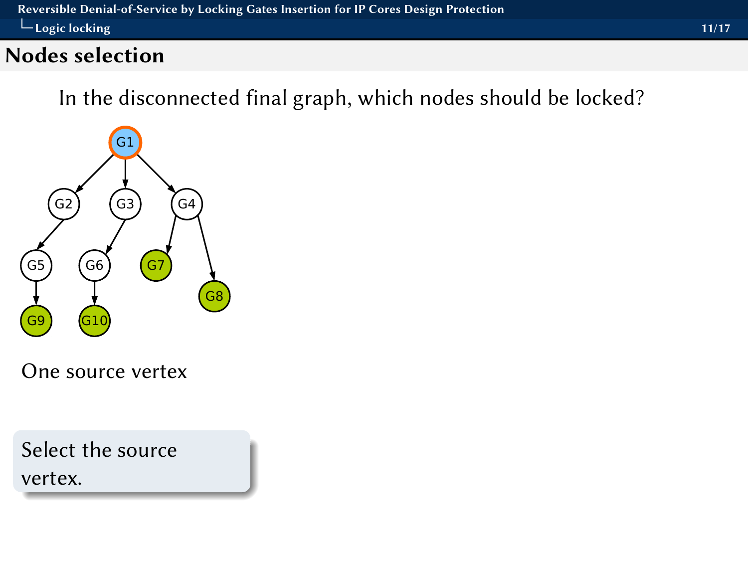## Nodes selection

In the disconnected final graph, which nodes should be locked?

One source vertex

Select the source vertex.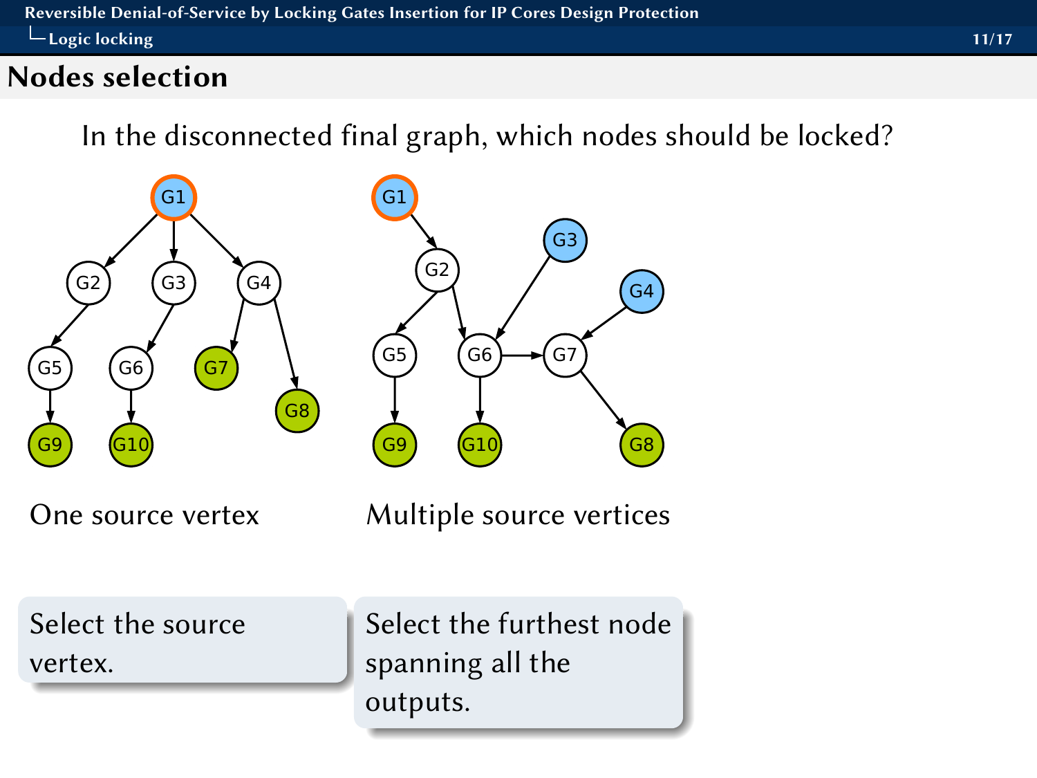## Nodes selection

In the disconnected final graph, which nodes should be locked?

One source vertex

Multiple source vertices

Select the source vertex.

Select the furthest node spanning all the outputs.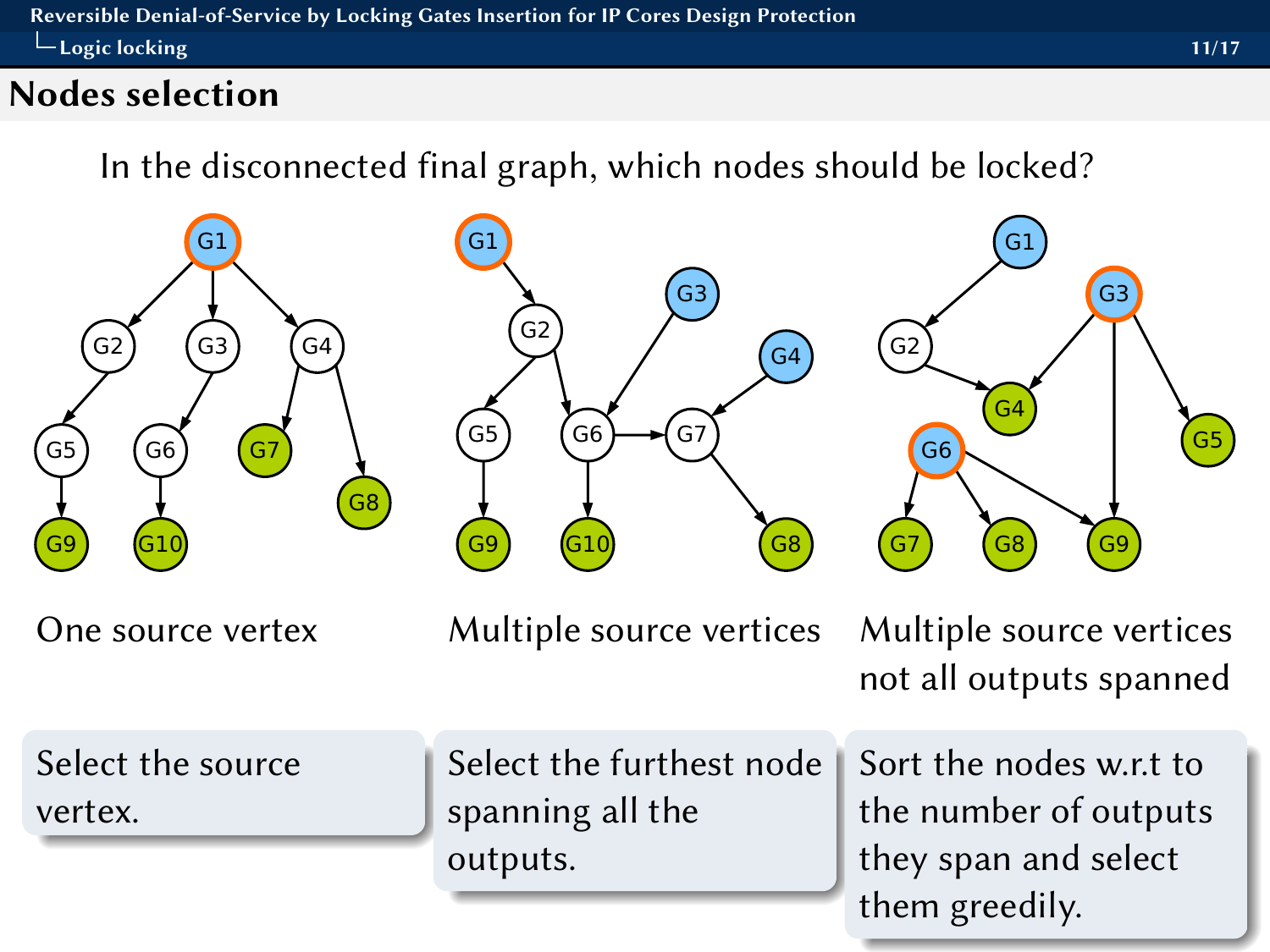## Nodes selection

In the disconnected final graph, which nodes should be locked?

One source vertex

Multiple source vertices

Multiple source vertices not all outputs spanned

Select the source vertex.

Select the furthest node spanning all the outputs.

Sort the nodes w.r.t to the number of outputs they span and select them greedily.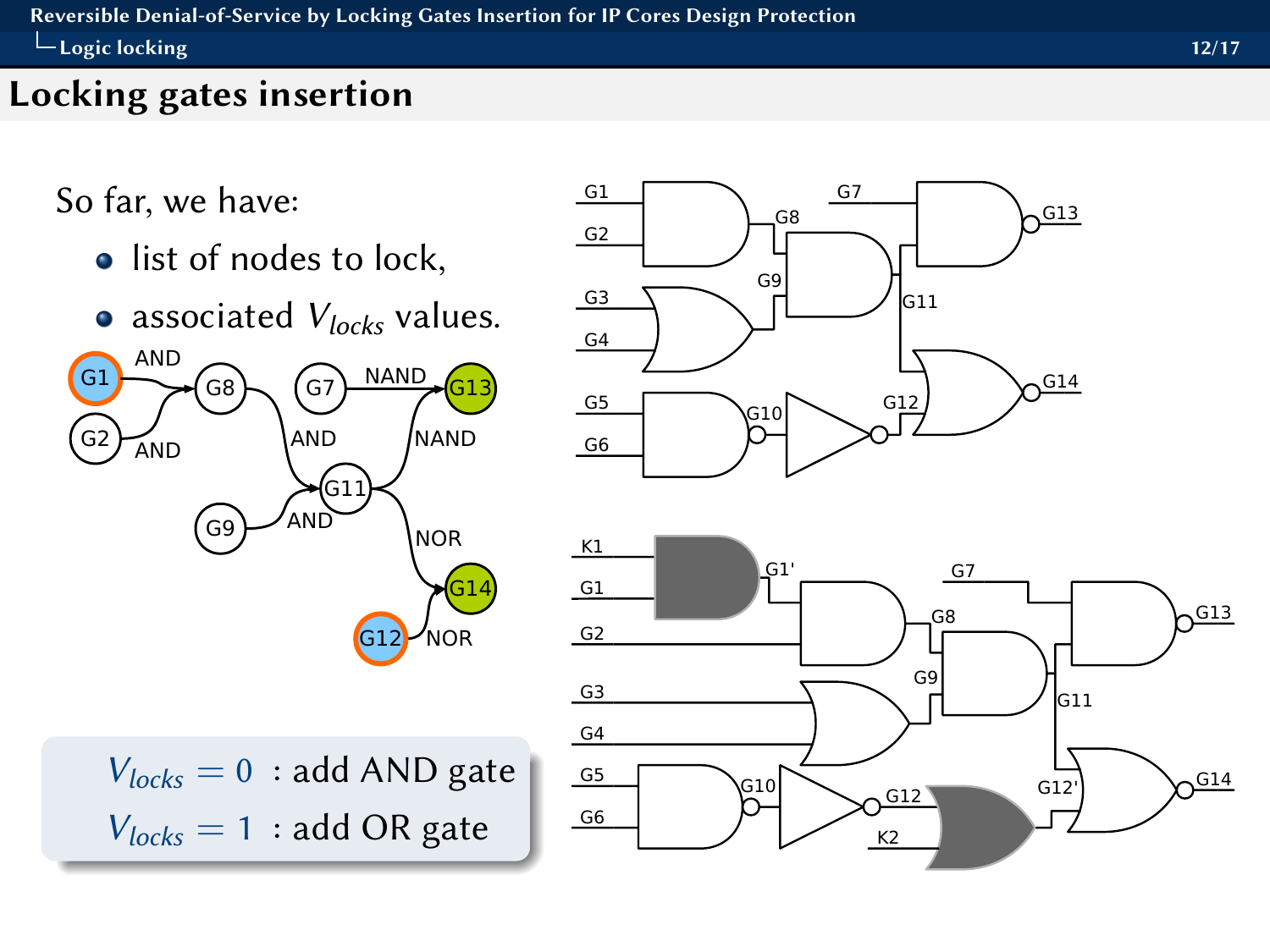## Locking gates insertion

So far, we have:

- list of nodes to lock,
- associated $V_{locks}$ values.

$V_{locks} = 0$ : add AND gate

$V_{locks} = 1$ : add OR gate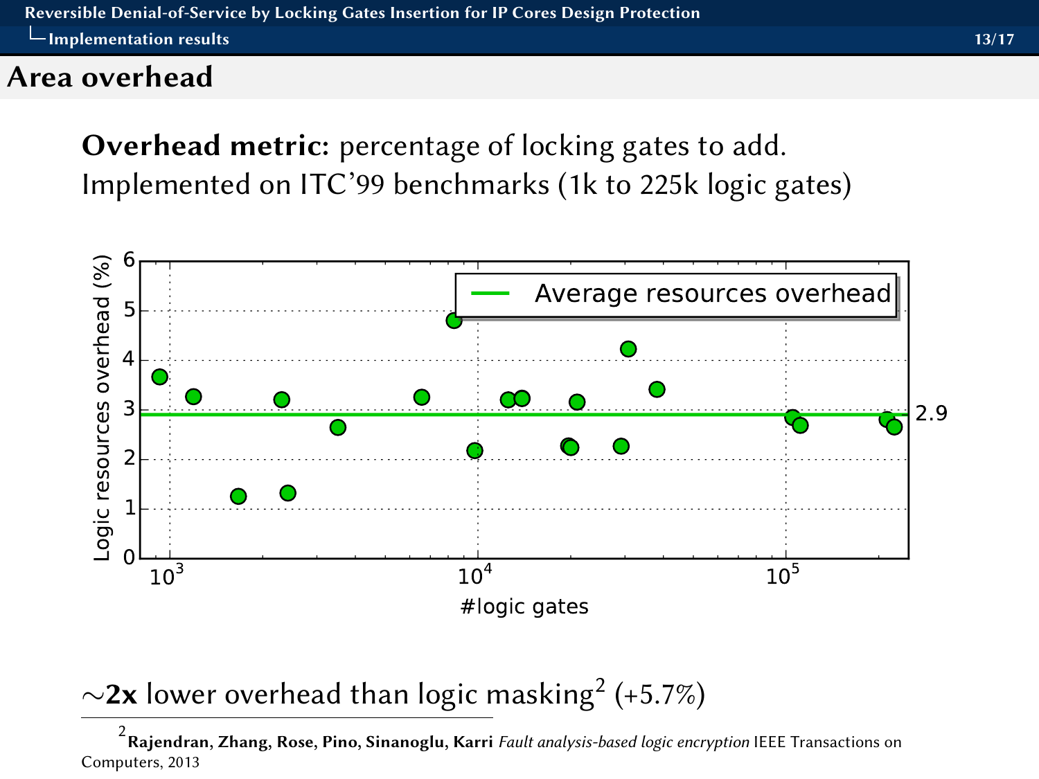## Area overhead

**Overhead metric:** percentage of locking gates to add.
Implemented on ITC'99 benchmarks (1k to 225k logic gates)

~**2x** lower overhead than logic masking[2] (+5.7%)

[2] **Rajendran, Zhang, Rose, Pino, Sinanoglu, Karri** *Fault analysis-based logic encryption* IEEE Transactions on Computers, 2013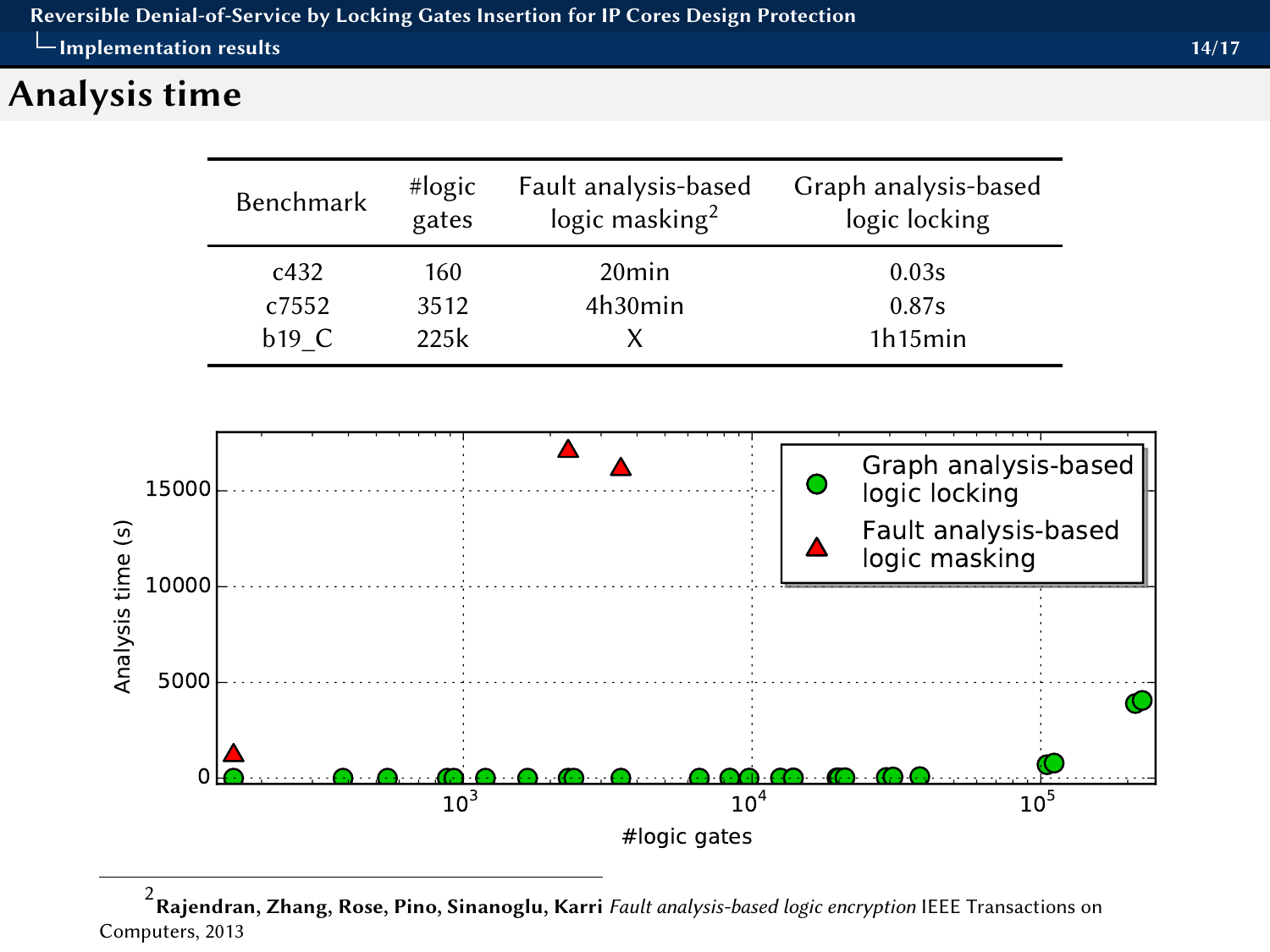# Analysis time

| Benchmark | #logic gates | Fault analysis-based logic masking[2] | Graph analysis-based logic locking |
|---|---|---|---|
| c432 | 160 | 20min | 0.03s |
| c7552 | 3512 | 4h30min | 0.87s |
| b19_C | 225k | X | 1h15min |

---

[2] **Rajendran, Zhang, Rose, Pino, Sinanoglu, Karri** *Fault analysis-based logic encryption* IEEE Transactions on Computers, 2013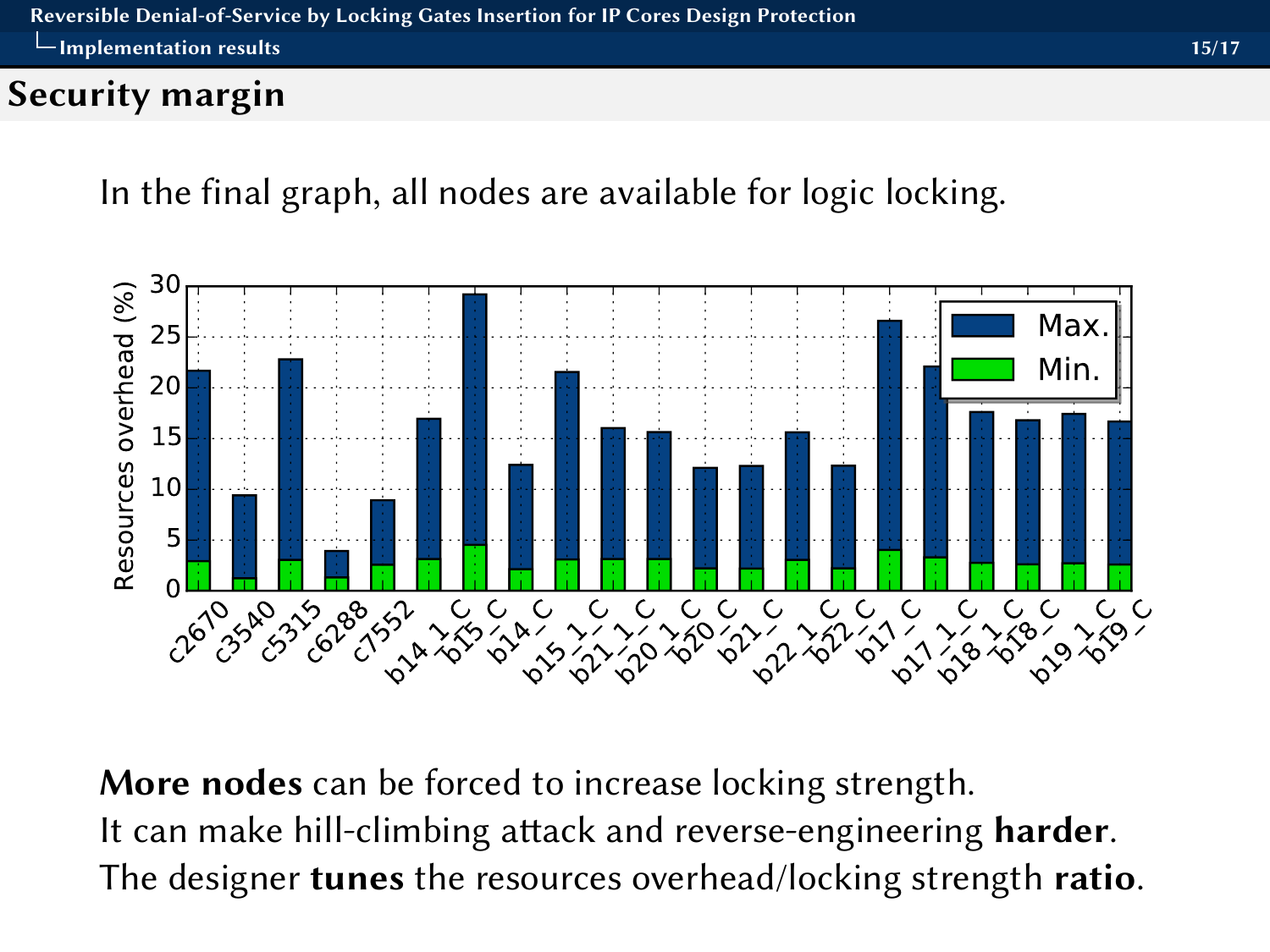## Security margin

In the final graph, all nodes are available for logic locking.

**More nodes** can be forced to increase locking strength.
It can make hill-climbing attack and reverse-engineering **harder**.
The designer **tunes** the resources overhead/locking strength **ratio**.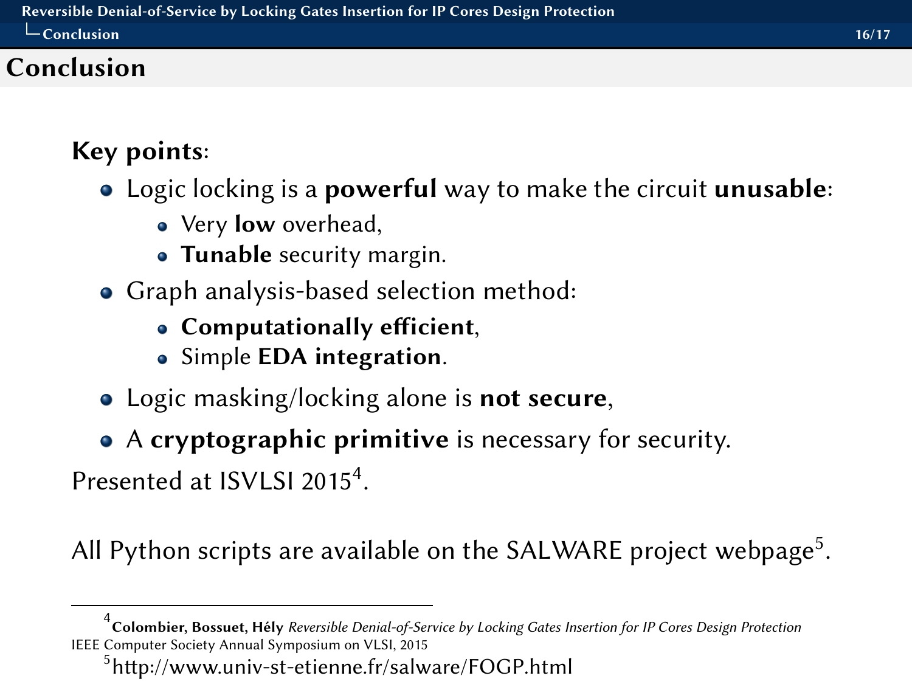# Conclusion

**Key points**:

- Logic locking is a **powerful** way to make the circuit **unusable**:
  - Very **low** overhead,
  - **Tunable** security margin.
- Graph analysis-based selection method:
  - **Computationally efficient**,
  - Simple **EDA integration**.
- Logic masking/locking alone is **not secure**,
- A **cryptographic primitive** is necessary for security.

Presented at ISVLSI 2015[4].

All Python scripts are available on the SALWARE project webpage[5].

---

[4] **Colombier, Bossuet, Hély** *Reversible Denial-of-Service by Locking Gates Insertion for IP Cores Design Protection* IEEE Computer Society Annual Symposium on VLSI, 2015

[5] http://www.univ-st-etienne.fr/salware/FOGP.html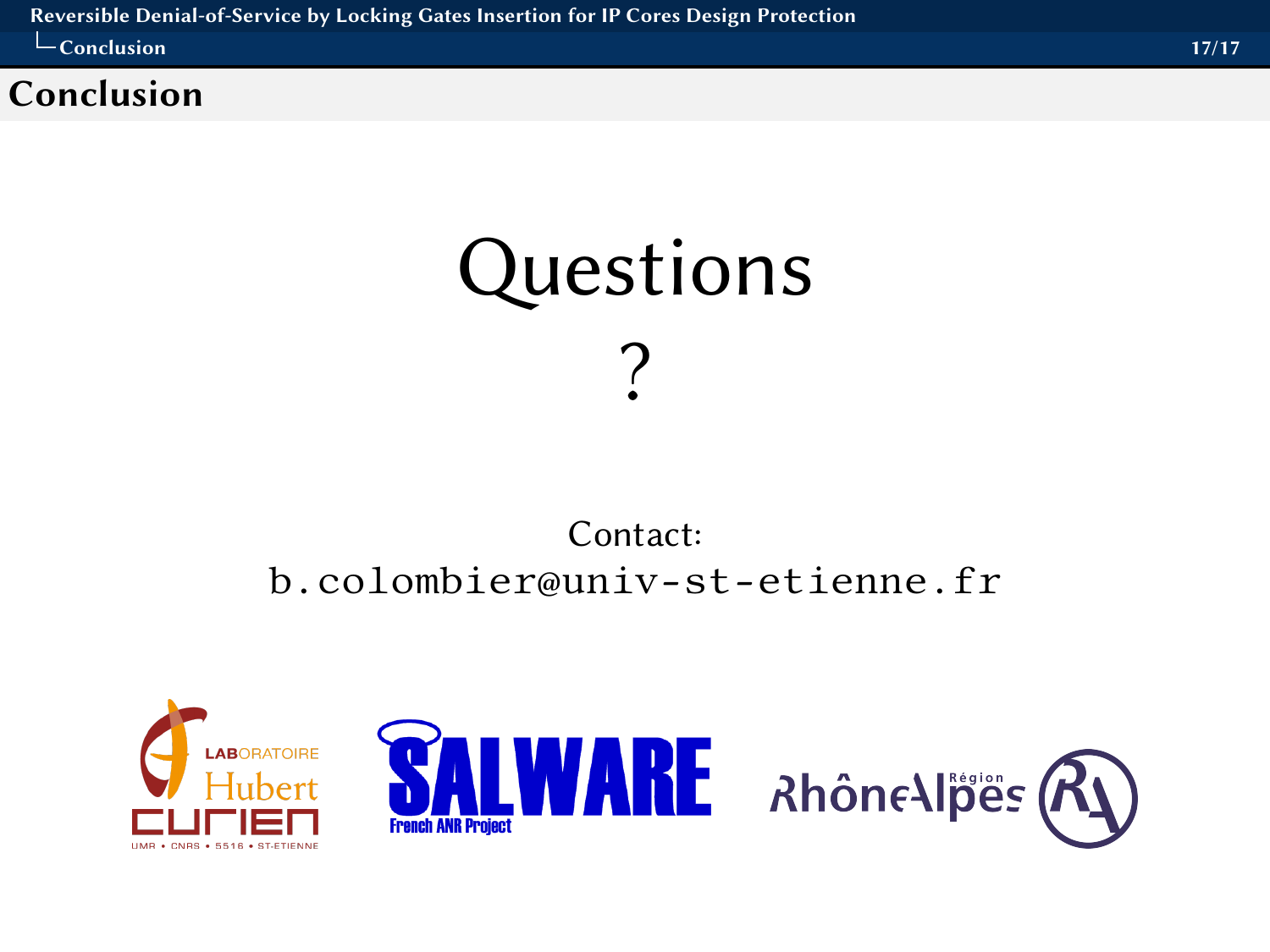# Conclusion

Questions

?

Contact:

b.colombier@univ-st-etienne.fr